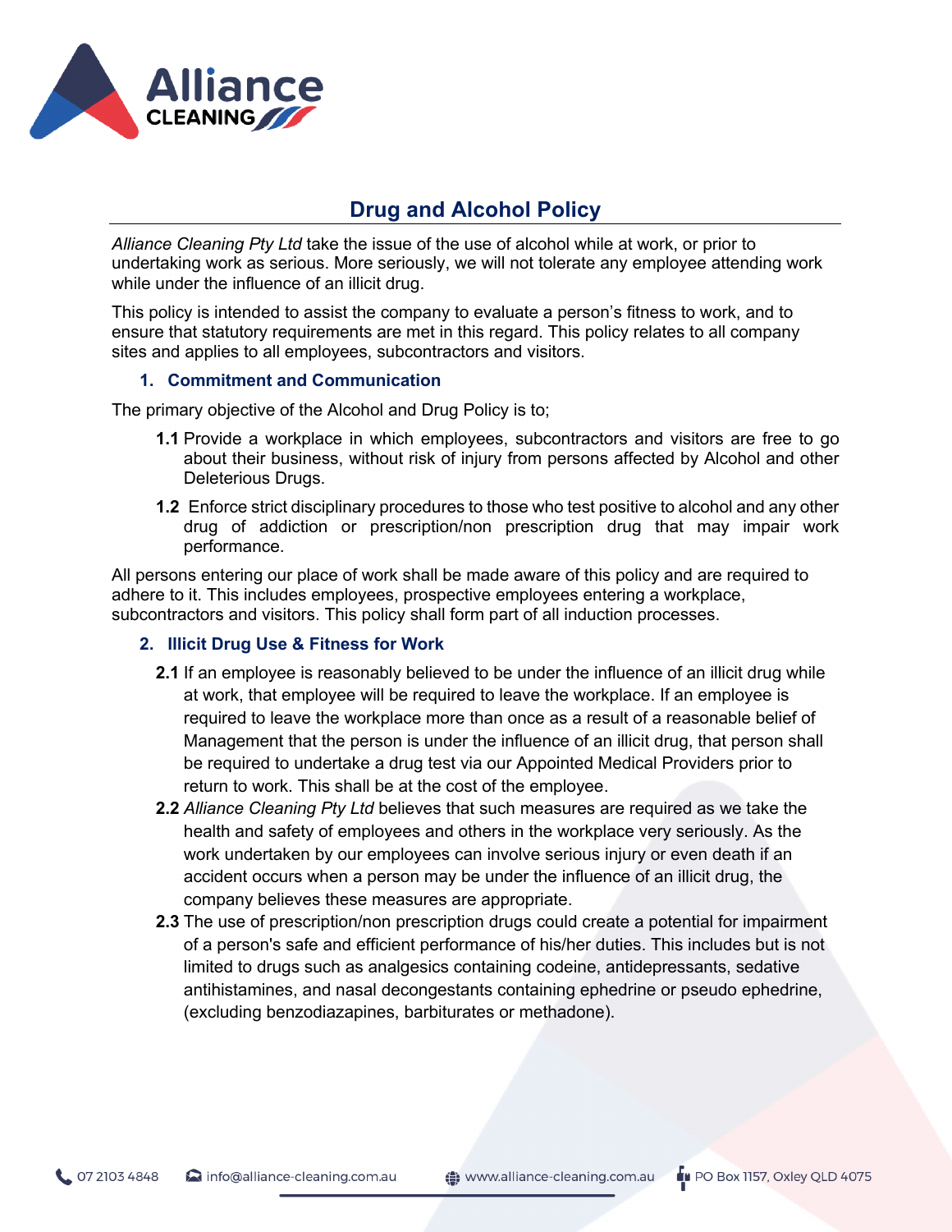# Drug and Alcohol Policy

*Alliance Cleaning Pty Ltd* take the issue of the use of alcohol while at work, or prior to undertaking work as serious. More seriously, we will not tolerate any employee attending work while under the influence of an illicit drug.

This policy is intended to assist the company to evaluate a person's fitness to work, and to ensure that statutory requirements are met in this regard. This policy relates to all company sites and applies to all employees, subcontractors and visitors.

## 1. Commitment and Communication

The primary objective of the Alcohol and Drug Policy is to;

**1.1** Provide a workplace in which employees, subcontractors and visitors are free to go about their business, without risk of injury from persons affected by Alcohol and other Deleterious Drugs.

**1.2** Enforce strict disciplinary procedures to those who test positive to alcohol and any other drug of addiction or prescription/non prescription drug that may impair work performance.

All persons entering our place of work shall be made aware of this policy and are required to adhere to it. This includes employees, prospective employees entering a workplace, subcontractors and visitors. This policy shall form part of all induction processes.

## 2. Illicit Drug Use & Fitness for Work

**2.1** If an employee is reasonably believed to be under the influence of an illicit drug while at work, that employee will be required to leave the workplace. If an employee is required to leave the workplace more than once as a result of a reasonable belief of Management that the person is under the influence of an illicit drug, that person shall be required to undertake a drug test via our Appointed Medical Providers prior to return to work. This shall be at the cost of the employee.

**2.2** *Alliance Cleaning Pty Ltd* believes that such measures are required as we take the health and safety of employees and others in the workplace very seriously. As the work undertaken by our employees can involve serious injury or even death if an accident occurs when a person may be under the influence of an illicit drug, the company believes these measures are appropriate.

**2.3** The use of prescription/non prescription drugs could create a potential for impairment of a person's safe and efficient performance of his/her duties. This includes but is not limited to drugs such as analgesics containing codeine, antidepressants, sedative antihistamines, and nasal decongestants containing ephedrine or pseudo ephedrine, (excluding benzodiazapines, barbiturates or methadone).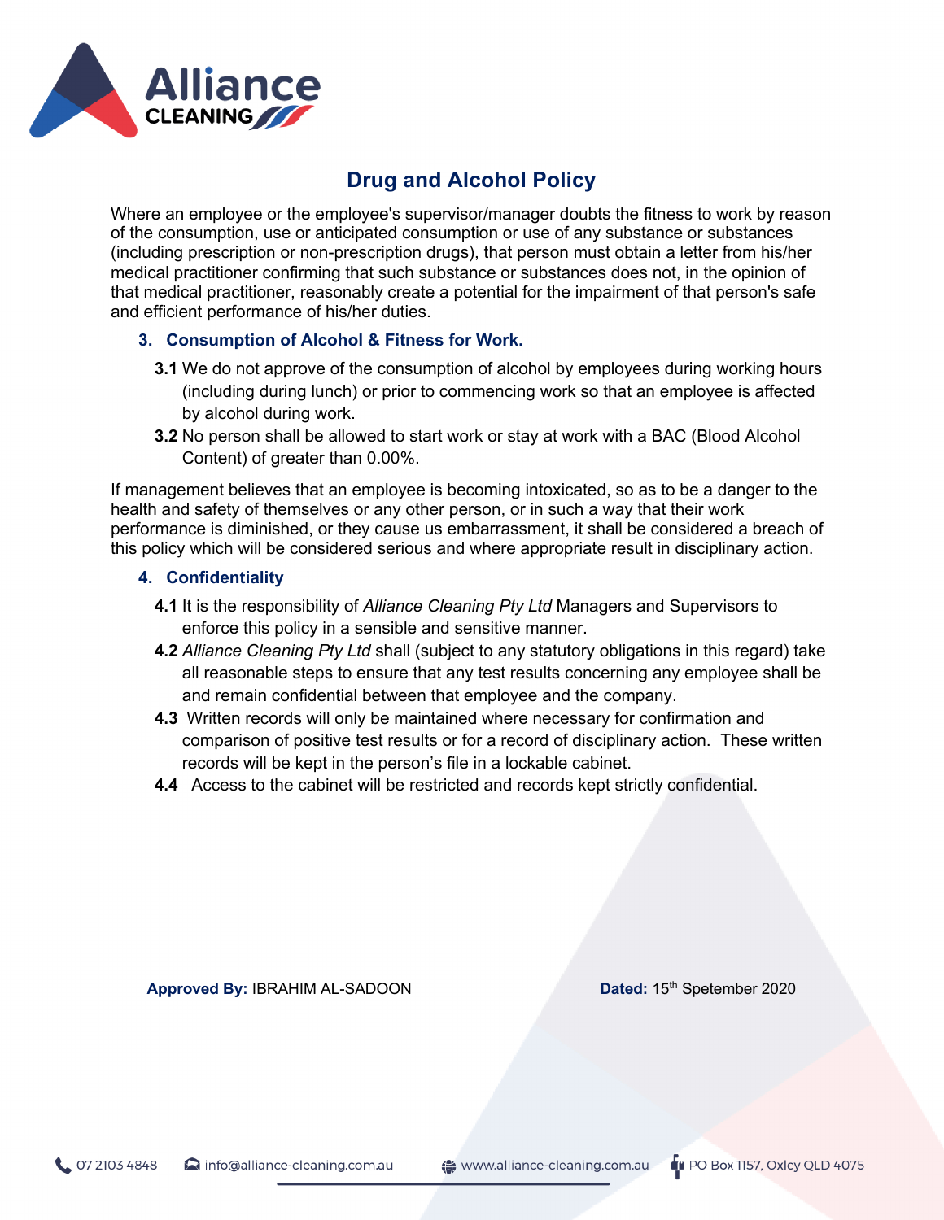# Drug and Alcohol Policy

Where an employee or the employee's supervisor/manager doubts the fitness to work by reason of the consumption, use or anticipated consumption or use of any substance or substances (including prescription or non-prescription drugs), that person must obtain a letter from his/her medical practitioner confirming that such substance or substances does not, in the opinion of that medical practitioner, reasonably create a potential for the impairment of that person's safe and efficient performance of his/her duties.

## 3. Consumption of Alcohol & Fitness for Work.

**3.1** We do not approve of the consumption of alcohol by employees during working hours (including during lunch) or prior to commencing work so that an employee is affected by alcohol during work.

**3.2** No person shall be allowed to start work or stay at work with a BAC (Blood Alcohol Content) of greater than 0.00%.

If management believes that an employee is becoming intoxicated, so as to be a danger to the health and safety of themselves or any other person, or in such a way that their work performance is diminished, or they cause us embarrassment, it shall be considered a breach of this policy which will be considered serious and where appropriate result in disciplinary action.

## 4. Confidentiality

**4.1** It is the responsibility of *Alliance Cleaning Pty Ltd* Managers and Supervisors to enforce this policy in a sensible and sensitive manner.

**4.2** *Alliance Cleaning Pty Ltd* shall (subject to any statutory obligations in this regard) take all reasonable steps to ensure that any test results concerning any employee shall be and remain confidential between that employee and the company.

**4.3** Written records will only be maintained where necessary for confirmation and comparison of positive test results or for a record of disciplinary action. These written records will be kept in the person's file in a lockable cabinet.

**4.4** Access to the cabinet will be restricted and records kept strictly confidential.

**Approved By:** IBRAHIM AL-SADOON

**Dated:** 15th Spetember 2020